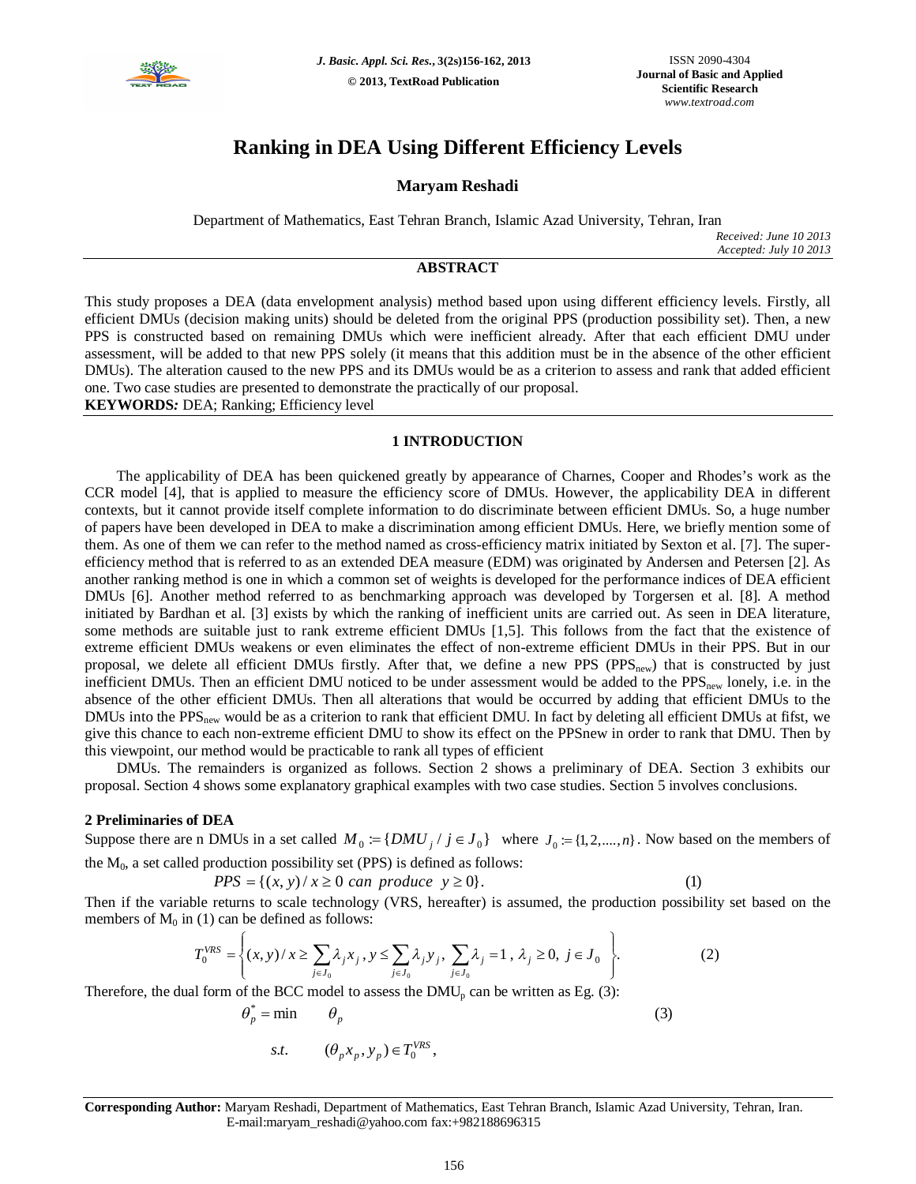# Ranking in DEA Using Different Efficiency Levels

**Maryam Reshadi**

Department of Mathematics, East Tehran Branch, Islamic Azad University, Tehran, Iran

*Received: June 10 2013*
*Accepted: July 10 2013*

## ABSTRACT

This study proposes a DEA (data envelopment analysis) method based upon using different efficiency levels. Firstly, all efficient DMUs (decision making units) should be deleted from the original PPS (production possibility set). Then, a new PPS is constructed based on remaining DMUs which were inefficient already. After that each efficient DMU under assessment, will be added to that new PPS solely (it means that this addition must be in the absence of the other efficient DMUs). The alteration caused to the new PPS and its DMUs would be as a criterion to assess and rank that added efficient one. Two case studies are presented to demonstrate the practically of our proposal.

**KEYWORDS:** DEA; Ranking; Efficiency level

## 1 INTRODUCTION

The applicability of DEA has been quickened greatly by appearance of Charnes, Cooper and Rhodes's work as the CCR model [4], that is applied to measure the efficiency score of DMUs. However, the applicability DEA in different contexts, but it cannot provide itself complete information to do discriminate between efficient DMUs. So, a huge number of papers have been developed in DEA to make a discrimination among efficient DMUs. Here, we briefly mention some of them. As one of them we can refer to the method named as cross-efficiency matrix initiated by Sexton et al. [7]. The super-efficiency method that is referred to as an extended DEA measure (EDM) was originated by Andersen and Petersen [2]. As another ranking method is one in which a common set of weights is developed for the performance indices of DEA efficient DMUs [6]. Another method referred to as benchmarking approach was developed by Torgersen et al. [8]. A method initiated by Bardhan et al. [3] exists by which the ranking of inefficient units are carried out. As seen in DEA literature, some methods are suitable just to rank extreme efficient DMUs [1,5]. This follows from the fact that the existence of extreme efficient DMUs weakens or even eliminates the effect of non-extreme efficient DMUs in their PPS. But in our proposal, we delete all efficient DMUs firstly. After that, we define a new PPS ($PPS_{new}$) that is constructed by just inefficient DMUs. Then an efficient DMU noticed to be under assessment would be added to the $PPS_{new}$ lonely, i.e. in the absence of the other efficient DMUs. Then all alterations that would be occurred by adding that efficient DMUs to the DMUs into the $PPS_{new}$ would be as a criterion to rank that efficient DMU. In fact by deleting all efficient DMUs at fifst, we give this chance to each non-extreme efficient DMU to show its effect on the PPSnew in order to rank that DMU. Then by this viewpoint, our method would be practicable to rank all types of efficient DMUs. The remainders is organized as follows. Section 2 shows a preliminary of DEA. Section 3 exhibits our proposal. Section 4 shows some explanatory graphical examples with two case studies. Section 5 involves conclusions.

### 2 Preliminaries of DEA

Suppose there are n DMUs in a set called $M_0 := \{DMU_j / j \in J_0\}$ where $J_0 := \{1, 2, ...., n\}$. Now based on the members of the $M_0$, a set called production possibility set (PPS) is defined as follows:

$$PPS = \{(x, y) / x \geq 0 \ can \ produce \ \ y \geq 0\}. \tag{1}$$

Then if the variable returns to scale technology (VRS, hereafter) is assumed, the production possibility set based on the members of $M_0$ in (1) can be defined as follows:

$$T_0^{VRS} = \left\{ (x, y) / x \geq \sum_{j \in J_0} \lambda_j x_j \, , y \leq \sum_{j \in J_0} \lambda_j y_j , \ \sum_{j \in J_0} \lambda_j = 1 \, , \, \lambda_j \geq 0, \ j \in J_0 \right\}. \tag{2}$$

Therefore, the dual form of the BCC model to assess the $DMU_p$ can be written as Eg. (3):

$$\begin{aligned} \theta_p^* = \min \quad & \theta_p \\ s.t. \quad & (\theta_p x_p, y_p) \in T_0^{VRS}, \end{aligned} \tag{3}$$

**Corresponding Author:** Maryam Reshadi, Department of Mathematics, East Tehran Branch, Islamic Azad University, Tehran, Iran. E-mail:maryam_reshadi@yahoo.com fax:+982188696315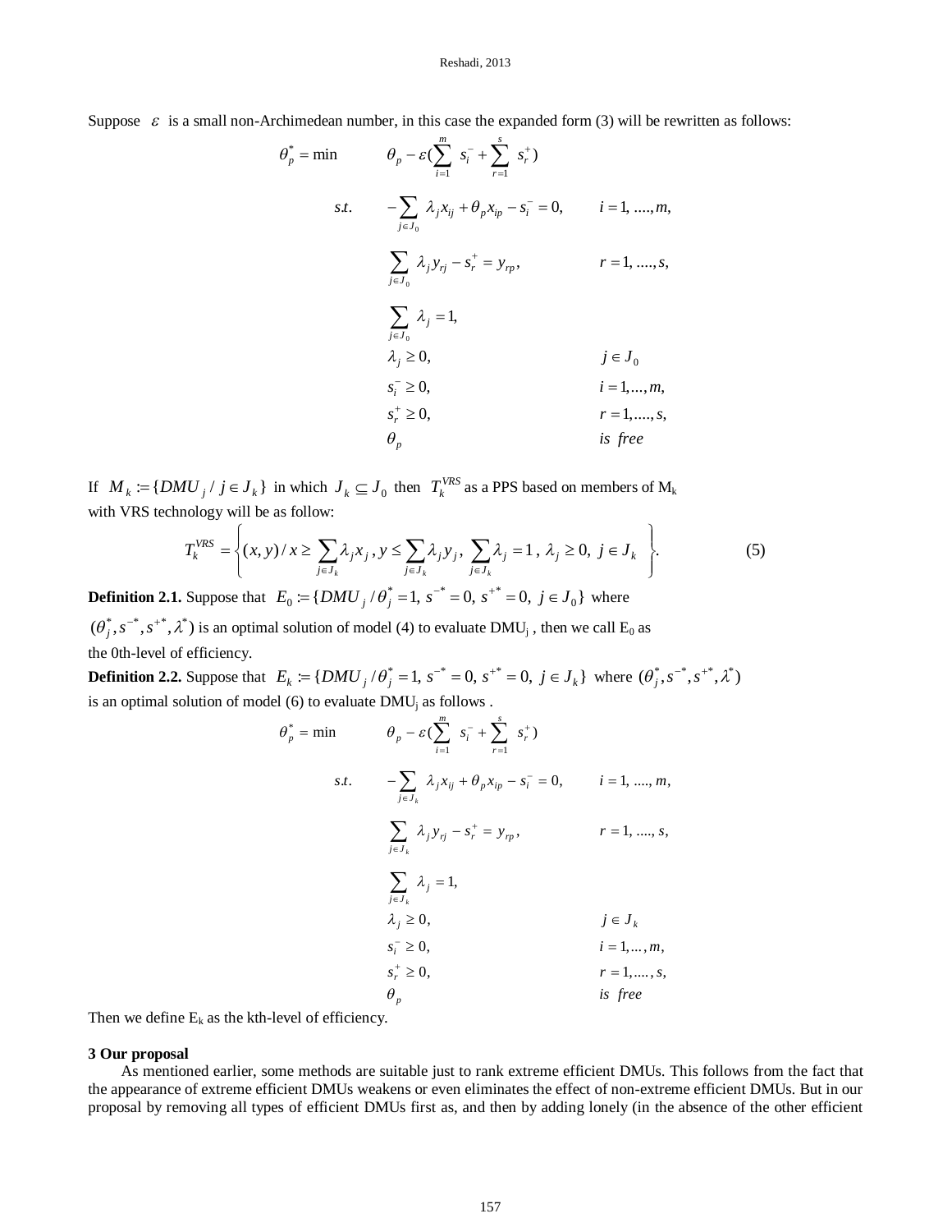Suppose $\varepsilon$ is a small non-Archimedean number, in this case the expanded form (3) will be rewritten as follows:

$$
\begin{aligned}
\theta_p^* = \min \quad & \theta_p - \varepsilon\left(\sum_{i=1}^{m} s_i^- + \sum_{r=1}^{s} s_r^+\right) \\
s.t. \quad & -\sum_{j \in J_0} \lambda_j x_{ij} + \theta_p x_{ip} - s_i^- = 0, && i = 1, ...., m, \\
& \sum_{j \in J_0} \lambda_j y_{rj} - s_r^+ = y_{rp}, && r = 1, ...., s, \\
& \sum_{j \in J_0} \lambda_j = 1, \\
& \lambda_j \geq 0, && j \in J_0 \\
& s_i^- \geq 0, && i = 1, ..., m, \\
& s_r^+ \geq 0, && r = 1, ...., s, \\
& \theta_p && is \ free
\end{aligned}
$$

If $M_k := \{DMU_j \,/\, j \in J_k\}$ in which $J_k \subseteq J_0$ then $T_k^{VRS}$ as a PPS based on members of $M_k$ with VRS technology will be as follow:

$$
T_k^{VRS} = \left\{ (x, y) / x \geq \sum_{j \in J_k} \lambda_j x_j \,, y \leq \sum_{j \in J_k} \lambda_j y_j \,, \sum_{j \in J_k} \lambda_j = 1 \,, \lambda_j \geq 0, \ j \in J_k \right\}. \tag{5}
$$

**Definition 2.1.** Suppose that $E_0 := \{DMU_j \,/\, \theta_j^* = 1, \, s^{-*} = 0, \, s^{+*} = 0, \; j \in J_0\}$ where $(\theta_j^*, s^{-*}, s^{+*}, \lambda^*)$ is an optimal solution of model (4) to evaluate $DMU_j$, then we call $E_0$ as the 0th-level of efficiency.

**Definition 2.2.** Suppose that $E_k := \{DMU_j \,/\, \theta_j^* = 1, \, s^{-*} = 0, \, s^{+*} = 0, \; j \in J_k\}$ where $(\theta_j^*, s^{-*}, s^{+*}, \lambda^*)$ is an optimal solution of model (6) to evaluate $DMU_j$ as follows .

$$
\begin{aligned}
\theta_p^* = \min \quad & \theta_p - \varepsilon\left(\sum_{i=1}^{m} s_i^- + \sum_{r=1}^{s} s_r^+\right) \\
s.t. \quad & -\sum_{j \in J_k} \lambda_j x_{ij} + \theta_p x_{ip} - s_i^- = 0, && i = 1, ...., m, \\
& \sum_{j \in J_k} \lambda_j y_{rj} - s_r^+ = y_{rp}, && r = 1, ...., s, \\
& \sum_{j \in J_k} \lambda_j = 1, \\
& \lambda_j \geq 0, && j \in J_k \\
& s_i^- \geq 0, && i = 1, \ldots, m, \\
& s_r^+ \geq 0, && r = 1, ...., s, \\
& \theta_p && is \ free
\end{aligned}
$$

Then we define $E_k$ as the kth-level of efficiency.

## 3 Our proposal

As mentioned earlier, some methods are suitable just to rank extreme efficient DMUs. This follows from the fact that the appearance of extreme efficient DMUs weakens or even eliminates the effect of non-extreme efficient DMUs. But in our proposal by removing all types of efficient DMUs first as, and then by adding lonely (in the absence of the other efficient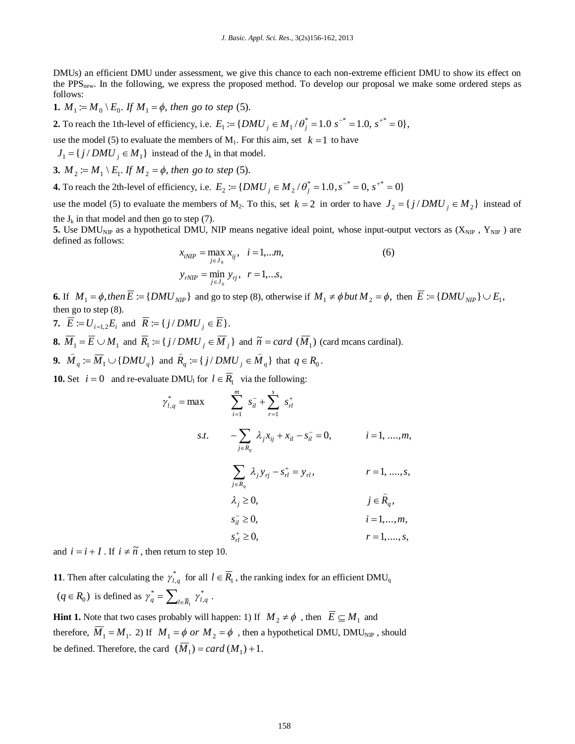DMUs) an efficient DMU under assessment, we give this chance to each non-extreme efficient DMU to show its effect on the $PPS_{new}$. In the following, we express the proposed method. To develop our proposal we make some ordered steps as follows:

**1.** $M_1 := M_0 \setminus E_0$. *If* $M_1 = \phi$, *then go to step* (5).

**2.** To reach the 1th-level of efficiency, i.e. $E_1 := \{DMU_j \in M_1 / \theta_j^* = 1.0 \ s^{-*} = 1.0, \ s^{+*} = 0\}$,

use the model (5) to evaluate the members of $M_1$. For this aim, set $k = 1$ to have $J_1 = \{j / DMU_j \in M_1\}$ instead of the $J_k$ in that model.

**3.** $M_2 := M_1 \setminus E_1$. *If* $M_2 = \phi$, *then go to step* (5).

**4.** To reach the 2th-level of efficiency, i.e. $E_2 := \{DMU_j \in M_2 / \theta_j^* = 1.0, s^{-*} = 0, \ s^{+*} = 0\}$

use the model (5) to evaluate the members of $M_2$. To this, set $k = 2$ in order to have $J_2 = \{j / DMU_j \in M_2\}$ instead of the $J_k$ in that model and then go to step (7).

**5.** Use $DMU_{NIP}$ as a hypothetical DMU, NIP means negative ideal point, whose input-output vectors as ($X_{NIP}$ , $Y_{NIP}$ ) are defined as follows:

$$x_{iNIP} = \max_{j \in J_0} x_{ij}, \quad i = 1, \ldots m, \tag{6}$$

$$y_{rNIP} = \min_{j \in J_0} y_{rj}, \quad r = 1, \ldots s,$$

**6.** If $M_1 = \phi$, *then* $\overline{E} := \{DMU_{NIP}\}$ and go to step (8), otherwise if $M_1 \neq \phi$ *but* $M_2 = \phi$, then $\overline{E} := \{DMU_{NIP}\} \cup E_1$, then go to step (8).

**7.** $\overline{E} := U_{i=1,2} E_i$ and $\overline{R} := \{j / DMU_j \in \overline{E}\}$.

**8.** $\overline{M}_1 = \overline{E} \cup M_1$ and $\overline{R}_1 := \{j / DMU_j \in \overline{M}_j\}$ and $\tilde{n} = card \ (\overline{M}_1)$ (card mcans cardinal).

**9.** $\widehat{M}_q := \overline{M}_1 \cup \{DMU_q\}$ and $\widehat{R}_q := \{j / DMU_j \in \widehat{M}_q\}$ that $q \in R_0$.

**10.** Set $i = 0$ and re-evaluate $DMU_l$ for $l \in \overline{R}_1$ via the following:

$$\begin{aligned}
\gamma_{l,q}^* = \max \quad & \sum_{i=1}^{m} s_{il}^- + \sum_{r=1}^{s} s_{rl}^+ \\
s.t. \quad & -\sum_{j \in R_q} \lambda_j x_{ij} + x_{il} - s_{il}^- = 0, && i = 1, \ldots, m, \\
& \sum_{j \in R_q} \lambda_j y_{rj} - s_{rl}^+ = y_{rl}, && r = 1, \ldots, s, \\
& \lambda_j \geq 0, && j \in \widehat{R}_q, \\
& s_{il}^- \geq 0, && i = 1, \ldots, m, \\
& s_{rl}^+ \geq 0, && r = 1, \ldots, s,
\end{aligned}$$

and $i = i + I$ . If $i \neq \tilde{n}$ , then return to step 10.

**11**. Then after calculating the $\gamma_{l,q}^*$ for all $l \in \overline{R}_1$ , the ranking index for an efficient $DMU_q$ ($q \in R_0$) is defined as $\gamma_q^* = \sum_{l \in \overline{R}_1} \gamma_{l,q}^*$ .

**Hint 1.** Note that two cases probably will happen: 1) If $M_2 \neq \phi$ , then $\overline{E} \subseteq M_1$ and therefore, $\overline{M}_1 = M_1$. 2) If $M_1 = \phi$ *or* $M_2 = \phi$ , then a hypothetical DMU, $DMU_{NIP}$ , should be defined. Therefore, the card $(\overline{M}_1) = card \ (M_1) + 1$.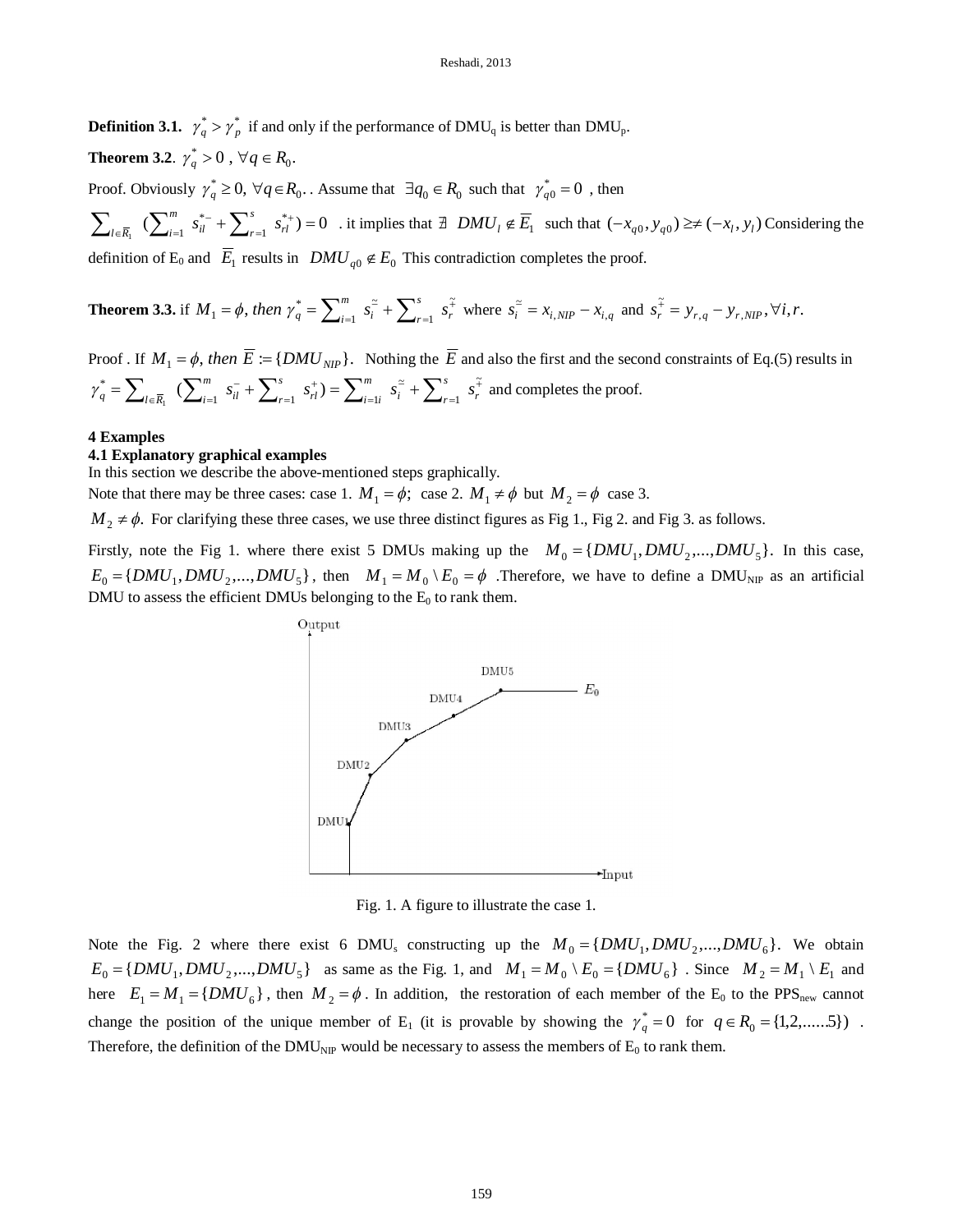**Definition 3.1.** $\gamma_q^* > \gamma_p^*$ if and only if the performance of $DMU_q$ is better than $DMU_p$.

**Theorem 3.2**. $\gamma_q^* > 0$ , $\forall q \in R_0$.

Proof. Obviously $\gamma_q^* \geq 0, \; \forall q \in R_0$. . Assume that $\exists q_0 \in R_0$ such that $\gamma_{q0}^* = 0$ , then $\sum_{l \in \overline{R}_1} \left( \sum_{i=1}^m s_{il}^{*-} + \sum_{r=1}^s s_{rl}^{*+} \right) = 0$ . it implies that $\nexists \; DMU_l \notin \overline{E}_1$ such that $(-x_{q0}, y_{q0}) \geq\neq (-x_l, y_l)$ Considering the definition of $E_0$ and $\overline{E}_1$ results in $DMU_{q0} \notin E_0$ This contradiction completes the proof.

**Theorem 3.3.** if $M_1 = \phi$, *then* $\gamma_q^* = \sum_{i=1}^m s_i^{\tilde{-}} + \sum_{r=1}^s s_r^{\tilde{+}}$ where $s_i^{\tilde{-}} = x_{i,NIP} - x_{i,q}$ and $s_r^{\tilde{+}} = y_{r,q} - y_{r,NIP}, \forall i, r.$

Proof . If $M_1 = \phi$, *then* $\overline{E} := \{DMU_{NIP}\}$. Nothing the $\overline{E}$ and also the first and the second constraints of Eq.(5) results in $\gamma_q^* = \sum_{l \in \overline{R}_1} \left( \sum_{i=1}^m s_{il}^- + \sum_{r=1}^s s_{rl}^+ \right) = \sum_{i=1i}^m s_i^{\tilde{-}} + \sum_{r=1}^s s_r^{\tilde{+}}$ and completes the proof.

## 4 Examples

### 4.1 Explanatory graphical examples

In this section we describe the above-mentioned steps graphically.

Note that there may be three cases: case 1. $M_1 = \phi;$ case 2. $M_1 \neq \phi$ but $M_2 = \phi$ case 3. $M_2 \neq \phi.$ For clarifying these three cases, we use three distinct figures as Fig 1., Fig 2. and Fig 3. as follows.

Firstly, note the Fig 1. where there exist 5 DMUs making up the $M_0 = \{DMU_1, DMU_2, ..., DMU_5\}$. In this case, $E_0 = \{DMU_1, DMU_2, ..., DMU_5\}$, then $M_1 = M_0 \setminus E_0 = \phi$ .Therefore, we have to define a $DMU_{NIP}$ as an artificial DMU to assess the efficient DMUs belonging to the $E_0$ to rank them.

Fig. 1. A figure to illustrate the case 1.

Note the Fig. 2 where there exist 6 $DMU_s$ constructing up the $M_0 = \{DMU_1, DMU_2, ..., DMU_6\}$. We obtain $E_0 = \{DMU_1, DMU_2, ..., DMU_5\}$ as same as the Fig. 1, and $M_1 = M_0 \setminus E_0 = \{DMU_6\}$ . Since $M_2 = M_1 \setminus E_1$ and here $E_1 = M_1 = \{DMU_6\}$, then $M_2 = \phi$. In addition, the restoration of each member of the $E_0$ to the $PPS_{new}$ cannot change the position of the unique member of $E_1$ (it is provable by showing the $\gamma_q^* = 0$ for $q \in R_0 = \{1, 2, ......5\}$) . Therefore, the definition of the $DMU_{NIP}$ would be necessary to assess the members of $E_0$ to rank them.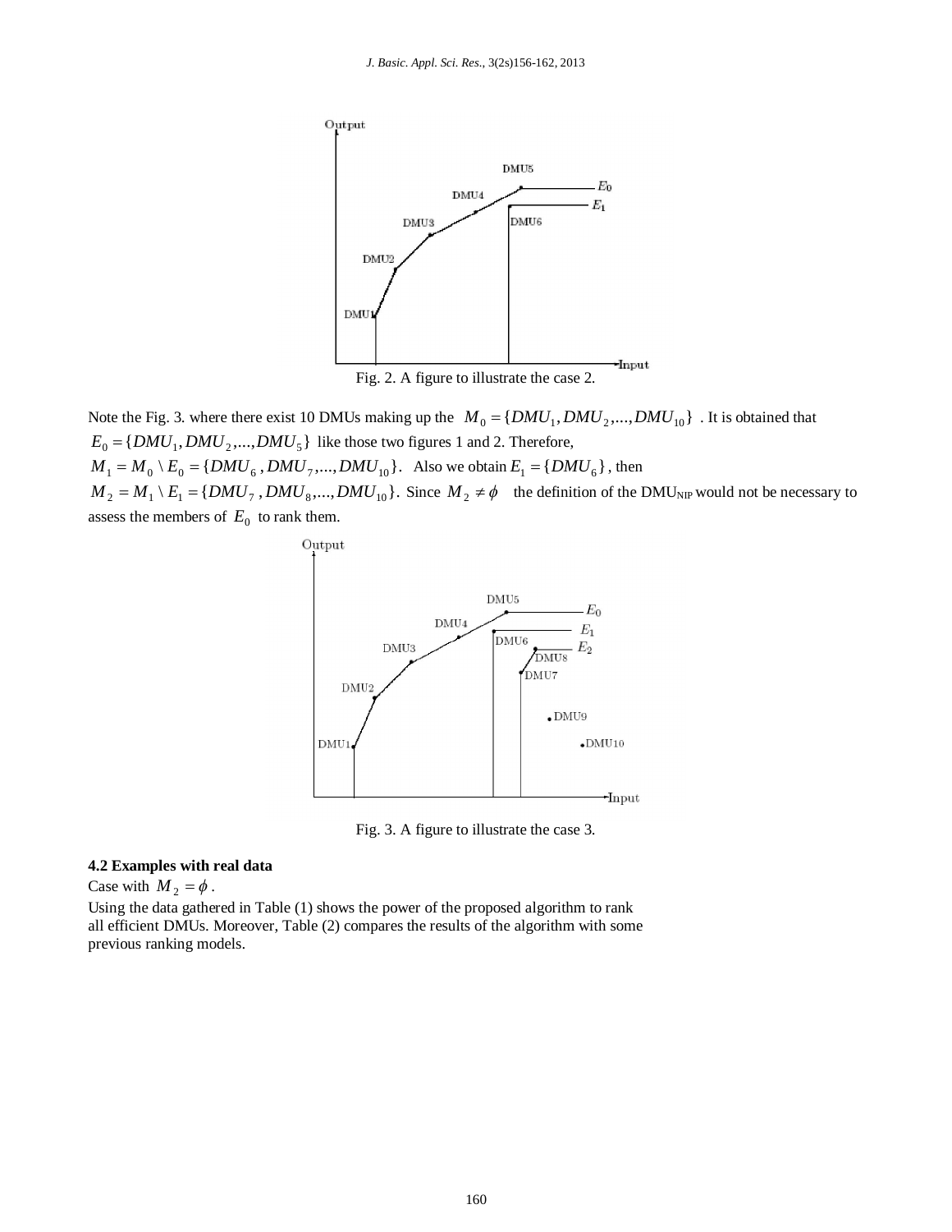Fig. 2. A figure to illustrate the case 2.

Note the Fig. 3. where there exist 10 DMUs making up the $M_0 = \{DMU_1, DMU_2, ..., DMU_{10}\}$. It is obtained that $E_0 = \{DMU_1, DMU_2, ..., DMU_5\}$ like those two figures 1 and 2. Therefore, $M_1 = M_0 \setminus E_0 = \{DMU_6, DMU_7, ..., DMU_{10}\}$. Also we obtain $E_1 = \{DMU_6\}$, then $M_2 = M_1 \setminus E_1 = \{DMU_7, DMU_8, ..., DMU_{10}\}$. Since $M_2 \neq \phi$ the definition of the $DMU_{NIP}$ would not be necessary to assess the members of $E_0$ to rank them.

Fig. 3. A figure to illustrate the case 3.

**4.2 Examples with real data**

Case with $M_2 = \phi$.

Using the data gathered in Table (1) shows the power of the proposed algorithm to rank all efficient DMUs. Moreover, Table (2) compares the results of the algorithm with some previous ranking models.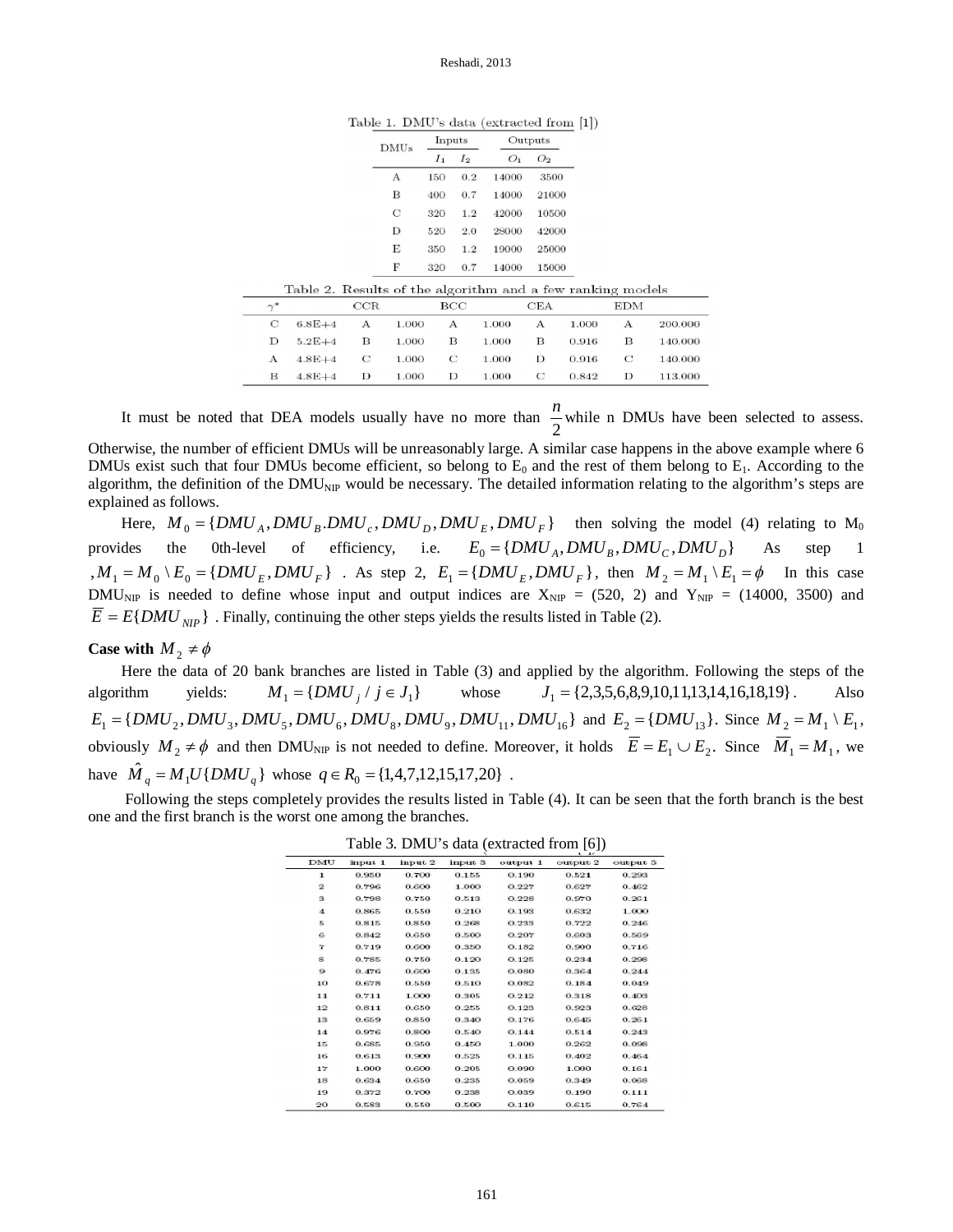Table 1. DMU's data (extracted from [1])

| DMUs | Inputs | | Outputs | |
|---|---|---|---|---|
| | $I_1$ | $I_2$ | $O_1$ | $O_2$ |
| A | 150 | 0.2 | 14000 | 3500 |
| B | 400 | 0.7 | 14000 | 21000 |
| C | 320 | 1.2 | 42000 | 10500 |
| D | 520 | 2.0 | 28000 | 42000 |
| E | 350 | 1.2 | 19000 | 25000 |
| F | 320 | 0.7 | 14000 | 15000 |

Table 2. Results of the algorithm and a few ranking models

| $\gamma^*$ | | CCR | | BCC | | CEA | | EDM | |
|---|---|---|---|---|---|---|---|---|---|
| C | 6.8E+4 | A | 1.000 | A | 1.000 | A | 1.000 | A | 200.000 |
| D | 5.2E+4 | B | 1.000 | B | 1.000 | B | 0.916 | B | 140.000 |
| A | 4.8E+4 | C | 1.000 | C | 1.000 | D | 0.916 | C | 140.000 |
| B | 4.8E+4 | D | 1.000 | D | 1.000 | C | 0.842 | D | 113.000 |

It must be noted that DEA models usually have no more than $\frac{n}{2}$ while n DMUs have been selected to assess. Otherwise, the number of efficient DMUs will be unreasonably large. A similar case happens in the above example where 6 DMUs exist such that four DMUs become efficient, so belong to $E_0$ and the rest of them belong to $E_1$. According to the algorithm, the definition of the $DMU_{NIP}$ would be necessary. The detailed information relating to the algorithm's steps are explained as follows.

Here, $M_0 = \{DMU_A, DMU_B.DMU_c, DMU_D, DMU_E, DMU_F\}$ then solving the model (4) relating to $M_0$ provides the 0th-level of efficiency, i.e. $E_0 = \{DMU_A, DMU_B, DMU_C, DMU_D\}$ As step 1 $, M_1 = M_0 \setminus E_0 = \{DMU_E, DMU_F\}$ . As step 2, $E_1 = \{DMU_E, DMU_F\}$, then $M_2 = M_1 \setminus E_1 = \phi$ In this case $DMU_{NIP}$ is needed to define whose input and output indices are $X_{NIP}$ = (520, 2) and $Y_{NIP}$ = (14000, 3500) and $\overline{E} = E\{DMU_{NIP}\}$ . Finally, continuing the other steps yields the results listed in Table (2).

**Case with $M_2 \neq \phi$**

Here the data of 20 bank branches are listed in Table (3) and applied by the algorithm. Following the steps of the algorithm yields: $M_1 = \{DMU_j / j \in J_1\}$ whose $J_1 = \{2,3,5,6,8,9,10,11,13,14,16,18,19\}$. Also $E_1 = \{DMU_2, DMU_3, DMU_5, DMU_6, DMU_8, DMU_9, DMU_{11}, DMU_{16}\}$ and $E_2 = \{DMU_{13}\}$. Since $M_2 = M_1 \setminus E_1$, obviously $M_2 \neq \phi$ and then $DMU_{NIP}$ is not needed to define. Moreover, it holds $\overline{E} = E_1 \cup E_2$. Since $\overline{M}_1 = M_1$, we have $\hat{M}_q = M_1 U\{DMU_q\}$ whose $q \in R_0 = \{1,4,7,12,15,17,20\}$ .

Following the steps completely provides the results listed in Table (4). It can be seen that the forth branch is the best one and the first branch is the worst one among the branches.

Table 3. DMU's data (extracted from [6])

| DMU | input 1 | input 2 | input 3 | output 1 | output 2 | output 3 |
|---|---|---|---|---|---|---|
| 1 | 0.950 | 0.700 | 0.155 | 0.190 | 0.521 | 0.293 |
| 2 | 0.796 | 0.600 | 1.000 | 0.227 | 0.627 | 0.462 |
| 3 | 0.798 | 0.750 | 0.513 | 0.228 | 0.970 | 0.261 |
| 4 | 0.865 | 0.550 | 0.210 | 0.193 | 0.632 | 1.000 |
| 5 | 0.815 | 0.850 | 0.268 | 0.233 | 0.722 | 0.246 |
| 6 | 0.842 | 0.650 | 0.500 | 0.207 | 0.603 | 0.569 |
| 7 | 0.719 | 0.600 | 0.350 | 0.182 | 0.900 | 0.716 |
| 8 | 0.785 | 0.750 | 0.120 | 0.125 | 0.234 | 0.298 |
| 9 | 0.476 | 0.600 | 0.135 | 0.080 | 0.364 | 0.244 |
| 10 | 0.678 | 0.550 | 0.510 | 0.082 | 0.184 | 0.049 |
| 11 | 0.711 | 1.000 | 0.305 | 0.212 | 0.318 | 0.403 |
| 12 | 0.811 | 0.650 | 0.255 | 0.123 | 0.923 | 0.628 |
| 13 | 0.659 | 0.850 | 0.340 | 0.176 | 0.645 | 0.261 |
| 14 | 0.976 | 0.800 | 0.540 | 0.144 | 0.514 | 0.243 |
| 15 | 0.685 | 0.950 | 0.450 | 1.000 | 0.262 | 0.098 |
| 16 | 0.613 | 0.900 | 0.525 | 0.115 | 0.402 | 0.464 |
| 17 | 1.000 | 0.600 | 0.205 | 0.090 | 1.000 | 0.161 |
| 18 | 0.634 | 0.650 | 0.235 | 0.059 | 0.349 | 0.068 |
| 19 | 0.372 | 0.700 | 0.238 | 0.039 | 0.190 | 0.111 |
| 20 | 0.583 | 0.550 | 0.500 | 0.110 | 0.615 | 0.764 |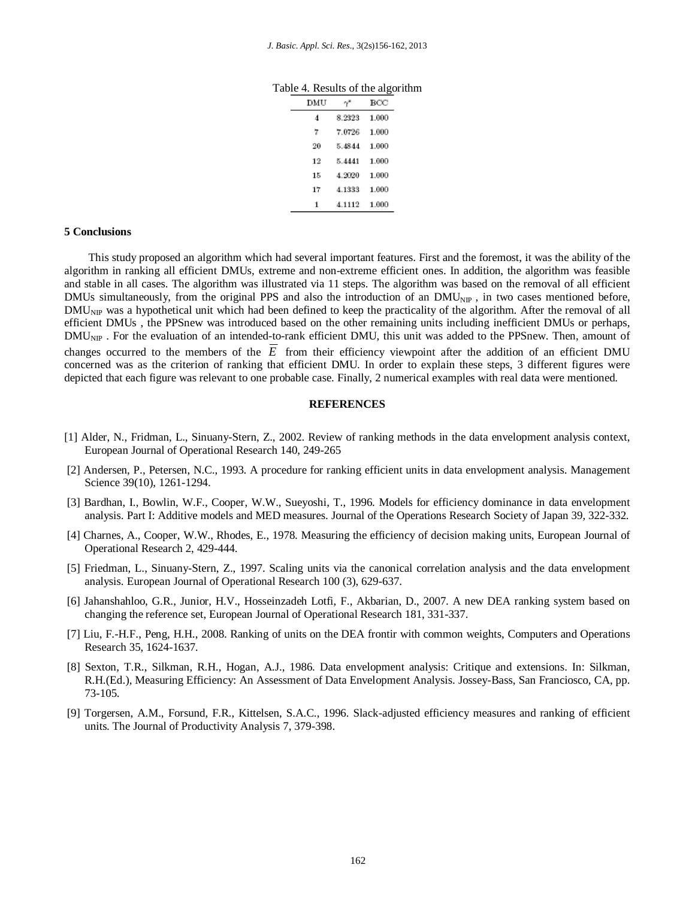Table 4. Results of the algorithm

| DMU | $\gamma^*$ | BCC |
|---|---|---|
| 4 | 8.2323 | 1.000 |
| 7 | 7.0726 | 1.000 |
| 20 | 5.4844 | 1.000 |
| 12 | 5.4441 | 1.000 |
| 15 | 4.2020 | 1.000 |
| 17 | 4.1333 | 1.000 |
| 1 | 4.1112 | 1.000 |

## 5 Conclusions

This study proposed an algorithm which had several important features. First and the foremost, it was the ability of the algorithm in ranking all efficient DMUs, extreme and non-extreme efficient ones. In addition, the algorithm was feasible and stable in all cases. The algorithm was illustrated via 11 steps. The algorithm was based on the removal of all efficient DMUs simultaneously, from the original PPS and also the introduction of an $DMU_{NIP}$ , in two cases mentioned before, $DMU_{NIP}$ was a hypothetical unit which had been defined to keep the practicality of the algorithm. After the removal of all efficient DMUs , the PPSnew was introduced based on the other remaining units including inefficient DMUs or perhaps, $DMU_{NIP}$ . For the evaluation of an intended-to-rank efficient DMU, this unit was added to the PPSnew. Then, amount of changes occurred to the members of the $\overline{E}$ from their efficiency viewpoint after the addition of an efficient DMU concerned was as the criterion of ranking that efficient DMU. In order to explain these steps, 3 different figures were depicted that each figure was relevant to one probable case. Finally, 2 numerical examples with real data were mentioned.

## REFERENCES

[1] Alder, N., Fridman, L., Sinuany-Stern, Z., 2002. Review of ranking methods in the data envelopment analysis context, European Journal of Operational Research 140, 249-265

[2] Andersen, P., Petersen, N.C., 1993. A procedure for ranking efficient units in data envelopment analysis. Management Science 39(10), 1261-1294.

[3] Bardhan, I., Bowlin, W.F., Cooper, W.W., Sueyoshi, T., 1996. Models for efficiency dominance in data envelopment analysis. Part I: Additive models and MED measures. Journal of the Operations Research Society of Japan 39, 322-332.

[4] Charnes, A., Cooper, W.W., Rhodes, E., 1978. Measuring the efficiency of decision making units, European Journal of Operational Research 2, 429-444.

[5] Friedman, L., Sinuany-Stern, Z., 1997. Scaling units via the canonical correlation analysis and the data envelopment analysis. European Journal of Operational Research 100 (3), 629-637.

[6] Jahanshahloo, G.R., Junior, H.V., Hosseinzadeh Lotfi, F., Akbarian, D., 2007. A new DEA ranking system based on changing the reference set, European Journal of Operational Research 181, 331-337.

[7] Liu, F.-H.F., Peng, H.H., 2008. Ranking of units on the DEA frontir with common weights, Computers and Operations Research 35, 1624-1637.

[8] Sexton, T.R., Silkman, R.H., Hogan, A.J., 1986. Data envelopment analysis: Critique and extensions. In: Silkman, R.H.(Ed.), Measuring Efficiency: An Assessment of Data Envelopment Analysis. Jossey-Bass, San Franciosco, CA, pp. 73-105.

[9] Torgersen, A.M., Forsund, F.R., Kittelsen, S.A.C., 1996. Slack-adjusted efficiency measures and ranking of efficient units. The Journal of Productivity Analysis 7, 379-398.